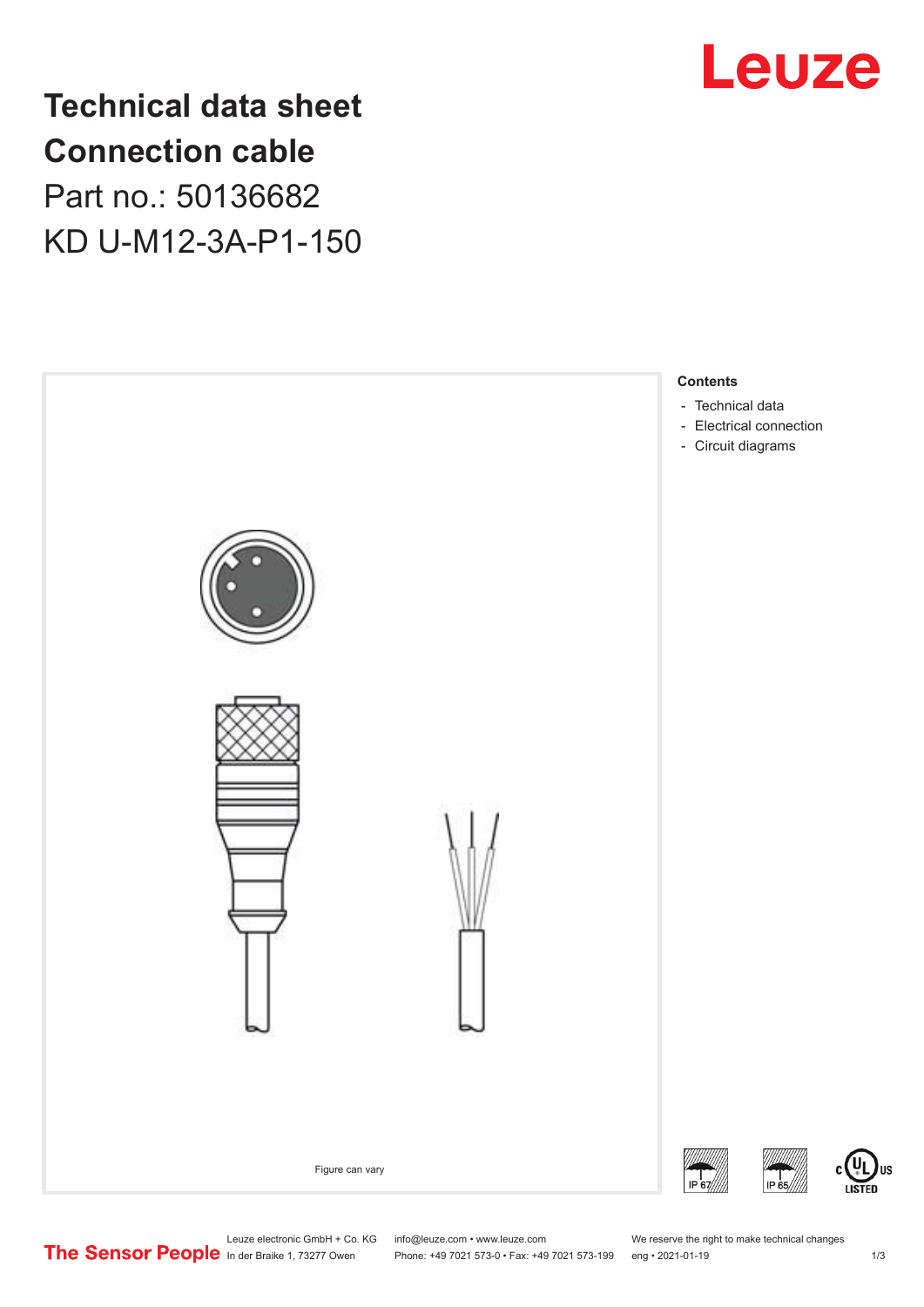# Technical data sheet
# Connection cable

Part no.: 50136682

KD U-M12-3A-P1-150

**Contents**

- Technical data
- Electrical connection
- Circuit diagrams

Figure can vary

IP 67 IP 65

c UL us LISTED

The Sensor People

Leuze electronic GmbH + Co. KG
In der Braike 1, 73277 Owen

info@leuze.com • www.leuze.com
Phone: +49 7021 573-0 • Fax: +49 7021 573-199

We reserve the right to make technical changes
eng • 2021-01-19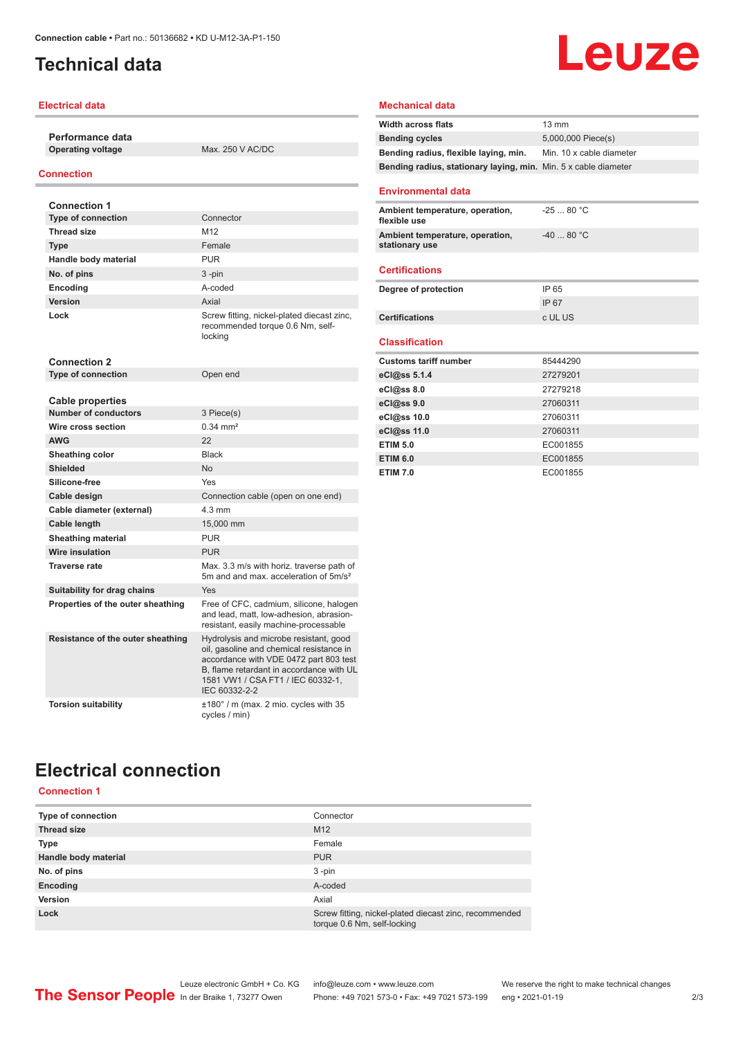# Technical data

## Electrical data

**Performance data**

| | |
|---|---|
| Operating voltage | Max. 250 V AC/DC |

## Connection

**Connection 1**

| | |
|---|---|
| Type of connection | Connector |
| Thread size | M12 |
| Type | Female |
| Handle body material | PUR |
| No. of pins | 3 -pin |
| Encoding | A-coded |
| Version | Axial |
| Lock | Screw fitting, nickel-plated diecast zinc, recommended torque 0.6 Nm, self-locking |

**Connection 2**

| | |
|---|---|
| Type of connection | Open end |

**Cable properties**

| | |
|---|---|
| Number of conductors | 3 Piece(s) |
| Wire cross section | 0.34 mm² |
| AWG | 22 |
| Sheathing color | Black |
| Shielded | No |
| Silicone-free | Yes |
| Cable design | Connection cable (open on one end) |
| Cable diameter (external) | 4.3 mm |
| Cable length | 15,000 mm |
| Sheathing material | PUR |
| Wire insulation | PUR |
| Traverse rate | Max. 3.3 m/s with horiz. traverse path of 5m and and max. acceleration of 5m/s² |
| Suitability for drag chains | Yes |
| Properties of the outer sheathing | Free of CFC, cadmium, silicone, halogen and lead, matt, low-adhesion, abrasion-resistant, easily machine-processable |
| Resistance of the outer sheathing | Hydrolysis and microbe resistant, good oil, gasoline and chemical resistance in accordance with VDE 0472 part 803 test B, flame retardant in accordance with UL 1581 VW1 / CSA FT1 / IEC 60332-1, IEC 60332-2-2 |
| Torsion suitability | ±180° / m (max. 2 mio. cycles with 35 cycles / min) |

## Mechanical data

| | |
|---|---|
| Width across flats | 13 mm |
| Bending cycles | 5,000,000 Piece(s) |
| Bending radius, flexible laying, min. | Min. 10 x cable diameter |
| Bending radius, stationary laying, min. | Min. 5 x cable diameter |

## Environmental data

| | |
|---|---|
| Ambient temperature, operation, flexible use | -25 ... 80 °C |
| Ambient temperature, operation, stationary use | -40 ... 80 °C |

## Certifications

| | |
|---|---|
| Degree of protection | IP 65 |
| | IP 67 |
| Certifications | c UL US |

## Classification

| | |
|---|---|
| Customs tariff number | 85444290 |
| eCl@ss 5.1.4 | 27279201 |
| eCl@ss 8.0 | 27279218 |
| eCl@ss 9.0 | 27060311 |
| eCl@ss 10.0 | 27060311 |
| eCl@ss 11.0 | 27060311 |
| ETIM 5.0 | EC001855 |
| ETIM 6.0 | EC001855 |
| ETIM 7.0 | EC001855 |

# Electrical connection

## Connection 1

| | |
|---|---|
| Type of connection | Connector |
| Thread size | M12 |
| Type | Female |
| Handle body material | PUR |
| No. of pins | 3 -pin |
| Encoding | A-coded |
| Version | Axial |
| Lock | Screw fitting, nickel-plated diecast zinc, recommended torque 0.6 Nm, self-locking |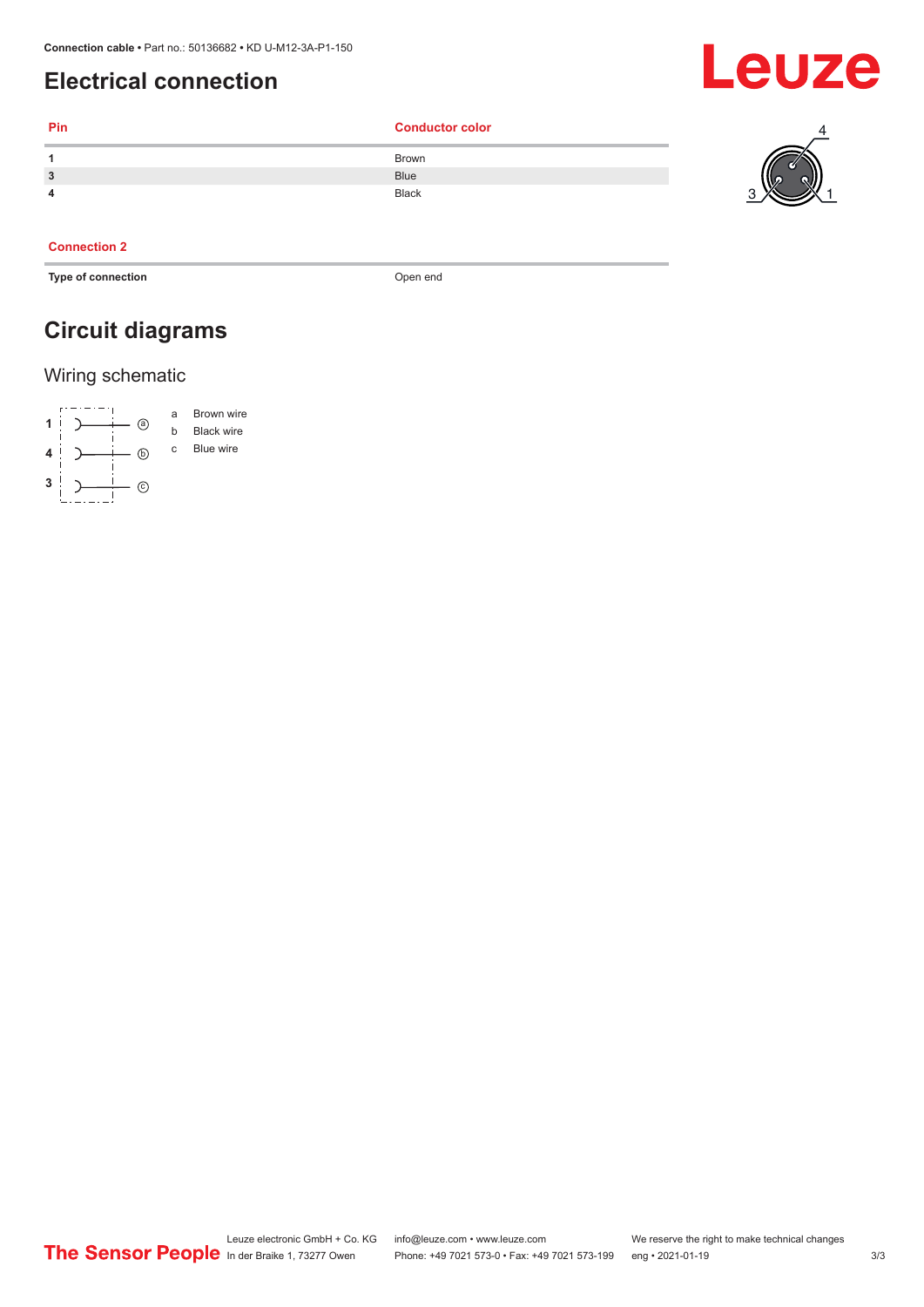## Electrical connection

| Pin | Conductor color |
|---|---|
| 1 | Brown |
| 3 | Blue |
| 4 | Black |

**Connection 2**

| | |
|---|---|
| **Type of connection** | Open end |

## Circuit diagrams

### Wiring schematic

a Brown wire
b Black wire
c Blue wire